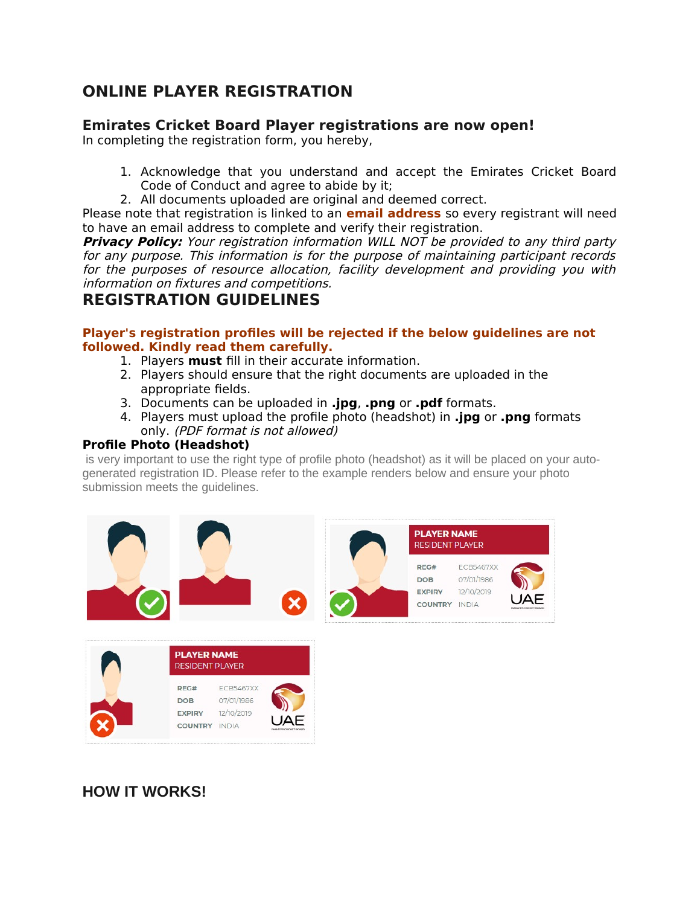# ONLINE PLAYER REGISTRATION

## Emirates Cricket Board Player registrations are now open!

In completing the registration form, you hereby,

1. Acknowledge that you understand and accept the Emirates Cricket Board Code of Conduct and agree to abide by it;
2. All documents uploaded are original and deemed correct.

Please note that registration is linked to an **email address** so every registrant will need to have an email address to complete and verify their registration.

***Privacy Policy:*** *Your registration information WILL NOT be provided to any third party for any purpose. This information is for the purpose of maintaining participant records for the purposes of resource allocation, facility development and providing you with information on fixtures and competitions.*

# REGISTRATION GUIDELINES

**Player's registration profiles will be rejected if the below guidelines are not followed. Kindly read them carefully.**

1. Players **must** fill in their accurate information.
2. Players should ensure that the right documents are uploaded in the appropriate fields.
3. Documents can be uploaded in **.jpg**, **.png** or **.pdf** formats.
4. Players must upload the profile photo (headshot) in **.jpg** or **.png** formats only. *(PDF format is not allowed)*

### Profile Photo (Headshot)

is very important to use the right type of profile photo (headshot) as it will be placed on your auto-generated registration ID. Please refer to the example renders below and ensure your photo submission meets the guidelines.

# HOW IT WORKS!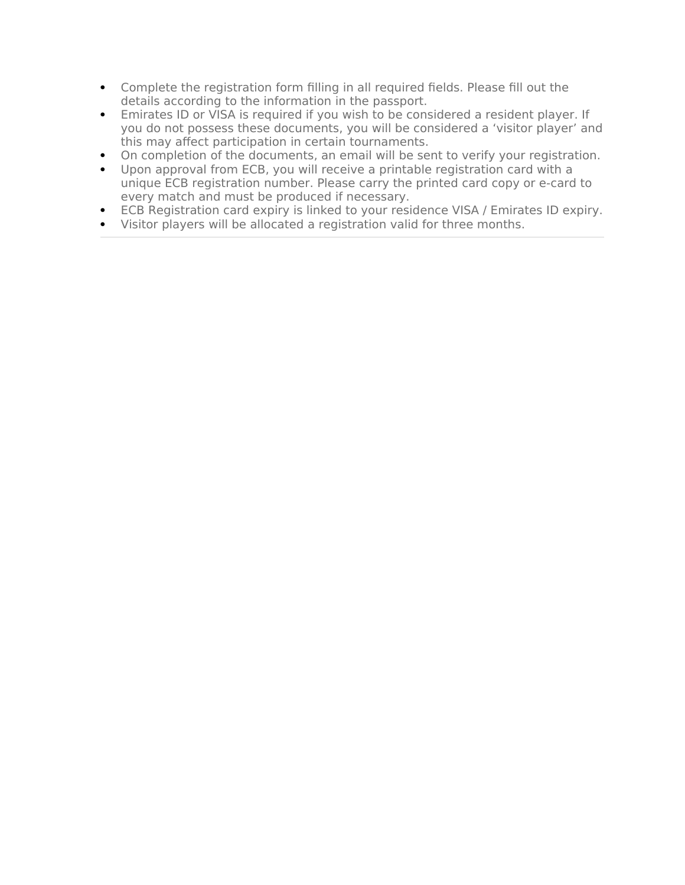- Complete the registration form filling in all required fields. Please fill out the details according to the information in the passport.
- Emirates ID or VISA is required if you wish to be considered a resident player. If you do not possess these documents, you will be considered a 'visitor player' and this may affect participation in certain tournaments.
- On completion of the documents, an email will be sent to verify your registration.
- Upon approval from ECB, you will receive a printable registration card with a unique ECB registration number. Please carry the printed card copy or e-card to every match and must be produced if necessary.
- ECB Registration card expiry is linked to your residence VISA / Emirates ID expiry.
- Visitor players will be allocated a registration valid for three months.

---